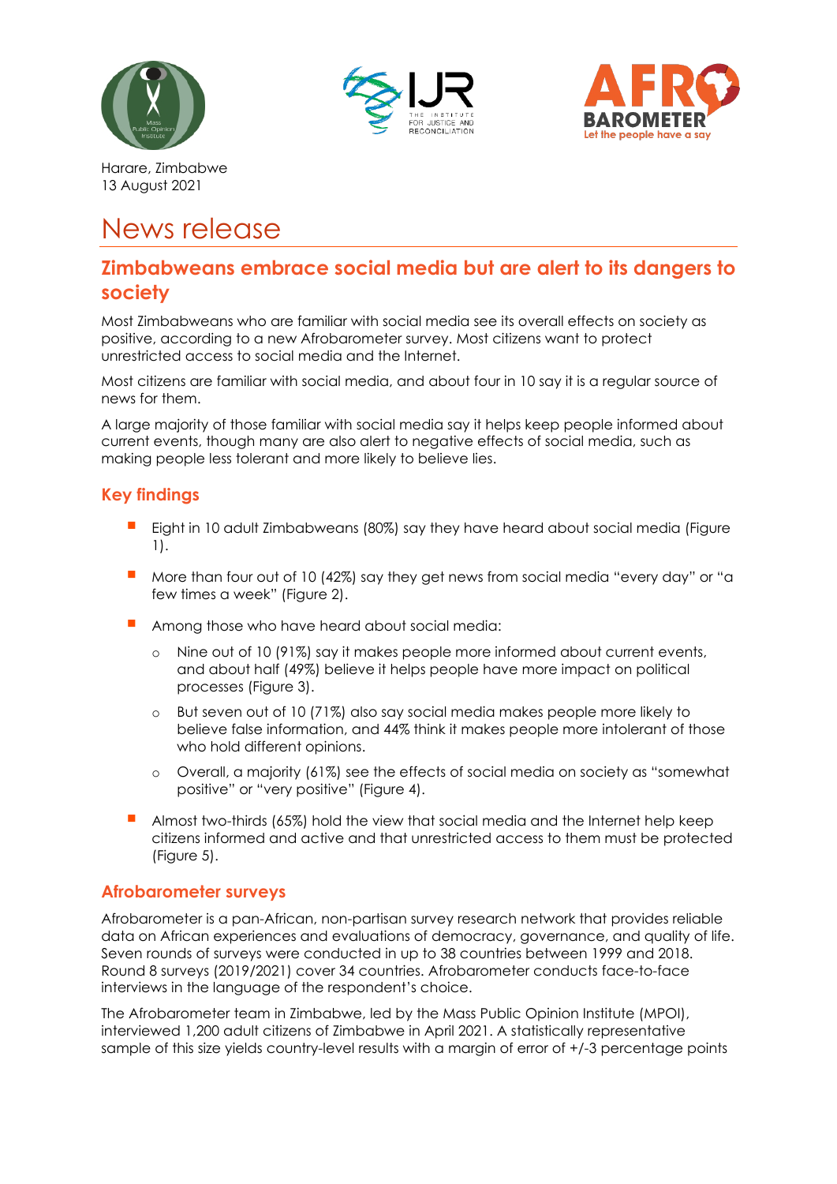Harare, Zimbabwe
13 August 2021

# News release

## Zimbabweans embrace social media but are alert to its dangers to society

Most Zimbabweans who are familiar with social media see its overall effects on society as positive, according to a new Afrobarometer survey. Most citizens want to protect unrestricted access to social media and the Internet.

Most citizens are familiar with social media, and about four in 10 say it is a regular source of news for them.

A large majority of those familiar with social media say it helps keep people informed about current events, though many are also alert to negative effects of social media, such as making people less tolerant and more likely to believe lies.

### Key findings

- Eight in 10 adult Zimbabweans (80%) say they have heard about social media (Figure 1).
- More than four out of 10 (42%) say they get news from social media "every day" or "a few times a week" (Figure 2).
- Among those who have heard about social media:
  - Nine out of 10 (91%) say it makes people more informed about current events, and about half (49%) believe it helps people have more impact on political processes (Figure 3).
  - But seven out of 10 (71%) also say social media makes people more likely to believe false information, and 44% think it makes people more intolerant of those who hold different opinions.
  - Overall, a majority (61%) see the effects of social media on society as "somewhat positive" or "very positive" (Figure 4).
- Almost two-thirds (65%) hold the view that social media and the Internet help keep citizens informed and active and that unrestricted access to them must be protected (Figure 5).

### Afrobarometer surveys

Afrobarometer is a pan-African, non-partisan survey research network that provides reliable data on African experiences and evaluations of democracy, governance, and quality of life. Seven rounds of surveys were conducted in up to 38 countries between 1999 and 2018. Round 8 surveys (2019/2021) cover 34 countries. Afrobarometer conducts face-to-face interviews in the language of the respondent's choice.

The Afrobarometer team in Zimbabwe, led by the Mass Public Opinion Institute (MPOI), interviewed 1,200 adult citizens of Zimbabwe in April 2021. A statistically representative sample of this size yields country-level results with a margin of error of +/-3 percentage points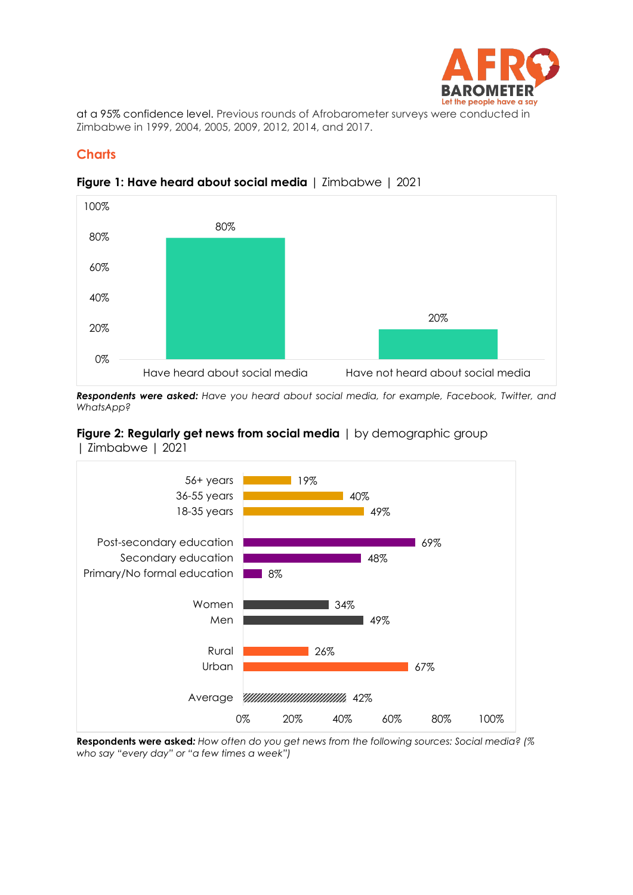at a 95% confidence level. Previous rounds of Afrobarometer surveys were conducted in Zimbabwe in 1999, 2004, 2005, 2009, 2012, 2014, and 2017.

## Charts

**Figure 1: Have heard about social media** | Zimbabwe | 2021

| | % |
|---|---|
| Have heard about social media | 80% |
| Have not heard about social media | 20% |

***Respondents were asked:*** *Have you heard about social media, for example, Facebook, Twitter, and WhatsApp?*

**Figure 2: Regularly get news from social media** | by demographic group | Zimbabwe | 2021

| | % |
|---|---|
| 56+ years | 19% |
| 36-55 years | 40% |
| 18-35 years | 49% |
| Post-secondary education | 69% |
| Secondary education | 48% |
| Primary/No formal education | 8% |
| Women | 34% |
| Men | 49% |
| Rural | 26% |
| Urban | 67% |
| Average | 42% |

**Respondents were asked:** *How often do you get news from the following sources: Social media? (% who say "every day" or "a few times a week")*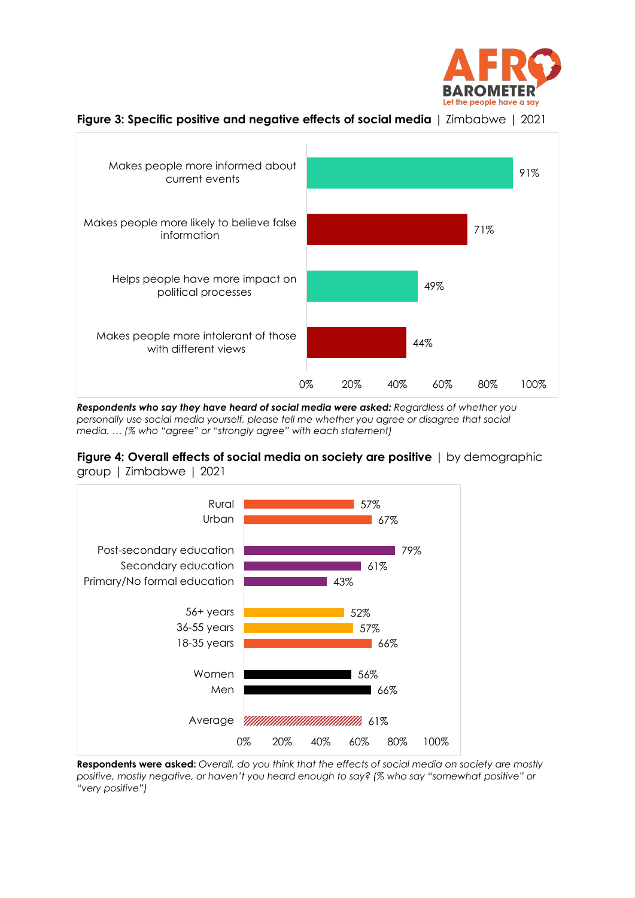**Figure 3: Specific positive and negative effects of social media** | Zimbabwe | 2021

| Statement | % |
|---|---|
| Makes people more informed about current events | 91% |
| Makes people more likely to believe false information | 71% |
| Helps people have more impact on political processes | 49% |
| Makes people more intolerant of those with different views | 44% |

***Respondents who say they have heard of social media were asked:*** *Regardless of whether you personally use social media yourself, please tell me whether you agree or disagree that social media. … (% who "agree" or "strongly agree" with each statement)*

**Figure 4: Overall effects of social media on society are positive** | by demographic group | Zimbabwe | 2021

| Group | % |
|---|---|
| Rural | 57% |
| Urban | 67% |
| Post-secondary education | 79% |
| Secondary education | 61% |
| Primary/No formal education | 43% |
| 56+ years | 52% |
| 36-55 years | 57% |
| 18-35 years | 66% |
| Women | 56% |
| Men | 66% |
| Average | 61% |

**Respondents were asked:** *Overall, do you think that the effects of social media on society are mostly positive, mostly negative, or haven't you heard enough to say? (% who say "somewhat positive" or "very positive")*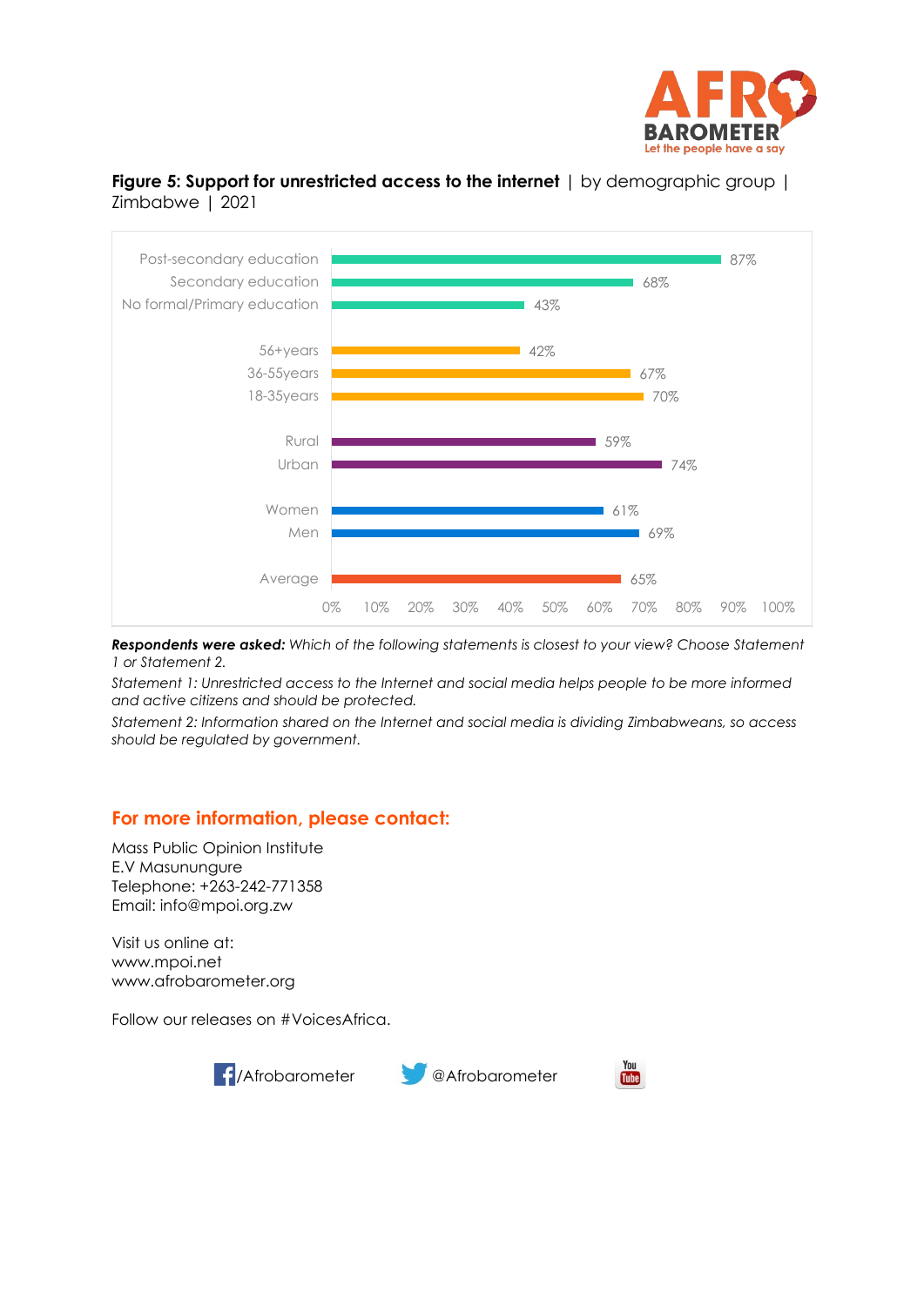**Figure 5: Support for unrestricted access to the internet** | by demographic group | Zimbabwe | 2021

Post-secondary education 87%
Secondary education 68%
No formal/Primary education 43%
56+years 42%
36-55years 67%
18-35years 70%
Rural 59%
Urban 74%
Women 61%
Men 69%
Average 65%

0% 10% 20% 30% 40% 50% 60% 70% 80% 90% 100%

***Respondents were asked:*** *Which of the following statements is closest to your view? Choose Statement 1 or Statement 2.*

*Statement 1: Unrestricted access to the Internet and social media helps people to be more informed and active citizens and should be protected.*

*Statement 2: Information shared on the Internet and social media is dividing Zimbabweans, so access should be regulated by government.*

## For more information, please contact:

Mass Public Opinion Institute
E.V Masunungure
Telephone: +263-242-771358
Email: info@mpoi.org.zw

Visit us online at:
www.mpoi.net
www.afrobarometer.org

Follow our releases on #VoicesAfrica.

/Afrobarometer @Afrobarometer